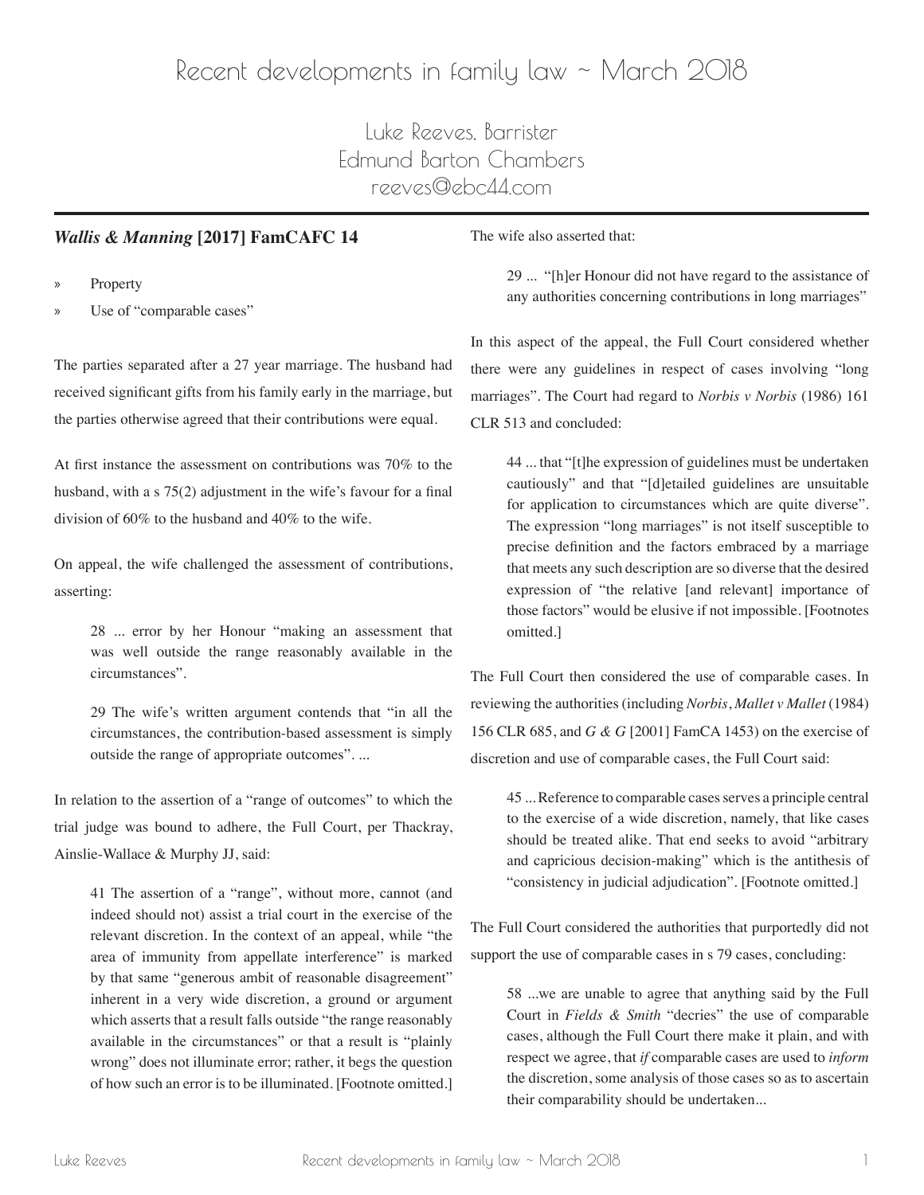# Recent developments in family law ~ March 2018

Luke Reeves, Barrister
Edmund Barton Chambers
reeves@ebc44.com

## *Wallis & Manning* [2017] FamCAFC 14

- Property
- Use of "comparable cases"

The parties separated after a 27 year marriage. The husband had received significant gifts from his family early in the marriage, but the parties otherwise agreed that their contributions were equal.

At first instance the assessment on contributions was 70% to the husband, with a s 75(2) adjustment in the wife's favour for a final division of 60% to the husband and 40% to the wife.

On appeal, the wife challenged the assessment of contributions, asserting:

> 28 ... error by her Honour "making an assessment that was well outside the range reasonably available in the circumstances".
>
> 29 The wife's written argument contends that "in all the circumstances, the contribution-based assessment is simply outside the range of appropriate outcomes". ...

In relation to the assertion of a "range of outcomes" to which the trial judge was bound to adhere, the Full Court, per Thackray, Ainslie-Wallace & Murphy JJ, said:

> 41 The assertion of a "range", without more, cannot (and indeed should not) assist a trial court in the exercise of the relevant discretion. In the context of an appeal, while "the area of immunity from appellate interference" is marked by that same "generous ambit of reasonable disagreement" inherent in a very wide discretion, a ground or argument which asserts that a result falls outside "the range reasonably available in the circumstances" or that a result is "plainly wrong" does not illuminate error; rather, it begs the question of how such an error is to be illuminated. [Footnote omitted.]

The wife also asserted that:

> 29 ... "[h]er Honour did not have regard to the assistance of any authorities concerning contributions in long marriages"

In this aspect of the appeal, the Full Court considered whether there were any guidelines in respect of cases involving "long marriages". The Court had regard to *Norbis v Norbis* (1986) 161 CLR 513 and concluded:

> 44 ... that "[t]he expression of guidelines must be undertaken cautiously" and that "[d]etailed guidelines are unsuitable for application to circumstances which are quite diverse". The expression "long marriages" is not itself susceptible to precise definition and the factors embraced by a marriage that meets any such description are so diverse that the desired expression of "the relative [and relevant] importance of those factors" would be elusive if not impossible. [Footnotes omitted.]

The Full Court then considered the use of comparable cases. In reviewing the authorities (including *Norbis*, *Mallet v Mallet* (1984) 156 CLR 685, and *G & G* [2001] FamCA 1453) on the exercise of discretion and use of comparable cases, the Full Court said:

> 45 ... Reference to comparable cases serves a principle central to the exercise of a wide discretion, namely, that like cases should be treated alike. That end seeks to avoid "arbitrary and capricious decision-making" which is the antithesis of "consistency in judicial adjudication". [Footnote omitted.]

The Full Court considered the authorities that purportedly did not support the use of comparable cases in s 79 cases, concluding:

> 58 ...we are unable to agree that anything said by the Full Court in *Fields & Smith* "decries" the use of comparable cases, although the Full Court there make it plain, and with respect we agree, that *if* comparable cases are used to *inform* the discretion, some analysis of those cases so as to ascertain their comparability should be undertaken...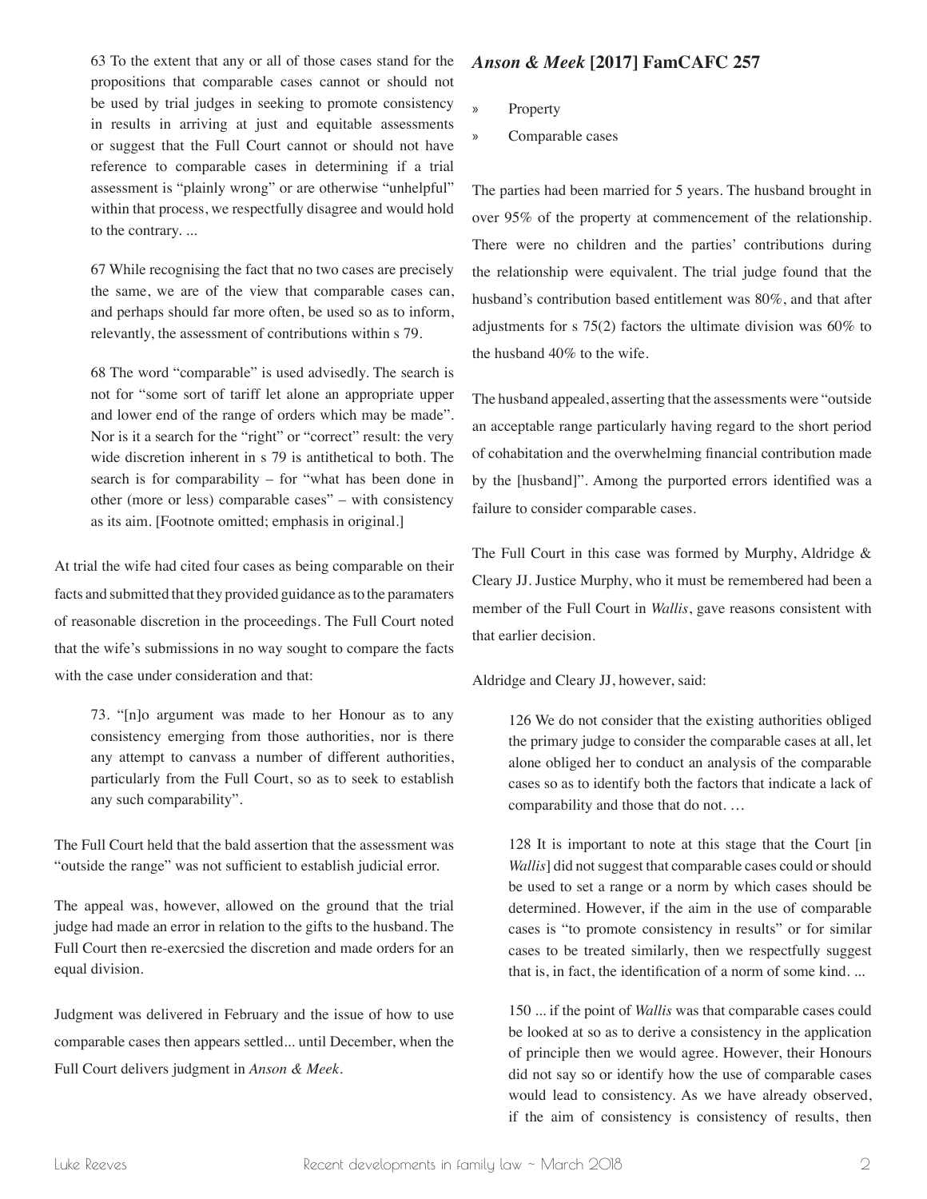> 63 To the extent that any or all of those cases stand for the propositions that comparable cases cannot or should not be used by trial judges in seeking to promote consistency in results in arriving at just and equitable assessments or suggest that the Full Court cannot or should not have reference to comparable cases in determining if a trial assessment is "plainly wrong" or are otherwise "unhelpful" within that process, we respectfully disagree and would hold to the contrary. ...
>
> 67 While recognising the fact that no two cases are precisely the same, we are of the view that comparable cases can, and perhaps should far more often, be used so as to inform, relevantly, the assessment of contributions within s 79.
>
> 68 The word "comparable" is used advisedly. The search is not for "some sort of tariff let alone an appropriate upper and lower end of the range of orders which may be made". Nor is it a search for the "right" or "correct" result: the very wide discretion inherent in s 79 is antithetical to both. The search is for comparability – for "what has been done in other (more or less) comparable cases" – with consistency as its aim. [Footnote omitted; emphasis in original.]

At trial the wife had cited four cases as being comparable on their facts and submitted that they provided guidance as to the paramaters of reasonable discretion in the proceedings. The Full Court noted that the wife's submissions in no way sought to compare the facts with the case under consideration and that:

> 73. "[n]o argument was made to her Honour as to any consistency emerging from those authorities, nor is there any attempt to canvass a number of different authorities, particularly from the Full Court, so as to seek to establish any such comparability".

The Full Court held that the bald assertion that the assessment was "outside the range" was not sufficient to establish judicial error.

The appeal was, however, allowed on the ground that the trial judge had made an error in relation to the gifts to the husband. The Full Court then re-exercsied the discretion and made orders for an equal division.

Judgment was delivered in February and the issue of how to use comparable cases then appears settled... until December, when the Full Court delivers judgment in *Anson & Meek*.

### *Anson & Meek* [2017] FamCAFC 257

- Property
- Comparable cases

The parties had been married for 5 years. The husband brought in over 95% of the property at commencement of the relationship. There were no children and the parties' contributions during the relationship were equivalent. The trial judge found that the husband's contribution based entitlement was 80%, and that after adjustments for s 75(2) factors the ultimate division was 60% to the husband 40% to the wife.

The husband appealed, asserting that the assessments were "outside an acceptable range particularly having regard to the short period of cohabitation and the overwhelming financial contribution made by the [husband]". Among the purported errors identified was a failure to consider comparable cases.

The Full Court in this case was formed by Murphy, Aldridge & Cleary JJ. Justice Murphy, who it must be remembered had been a member of the Full Court in *Wallis*, gave reasons consistent with that earlier decision.

Aldridge and Cleary JJ, however, said:

> 126 We do not consider that the existing authorities obliged the primary judge to consider the comparable cases at all, let alone obliged her to conduct an analysis of the comparable cases so as to identify both the factors that indicate a lack of comparability and those that do not. …
>
> 128 It is important to note at this stage that the Court [in *Wallis*] did not suggest that comparable cases could or should be used to set a range or a norm by which cases should be determined. However, if the aim in the use of comparable cases is "to promote consistency in results" or for similar cases to be treated similarly, then we respectfully suggest that is, in fact, the identification of a norm of some kind. ...
>
> 150 ... if the point of *Wallis* was that comparable cases could be looked at so as to derive a consistency in the application of principle then we would agree. However, their Honours did not say so or identify how the use of comparable cases would lead to consistency. As we have already observed, if the aim of consistency is consistency of results, then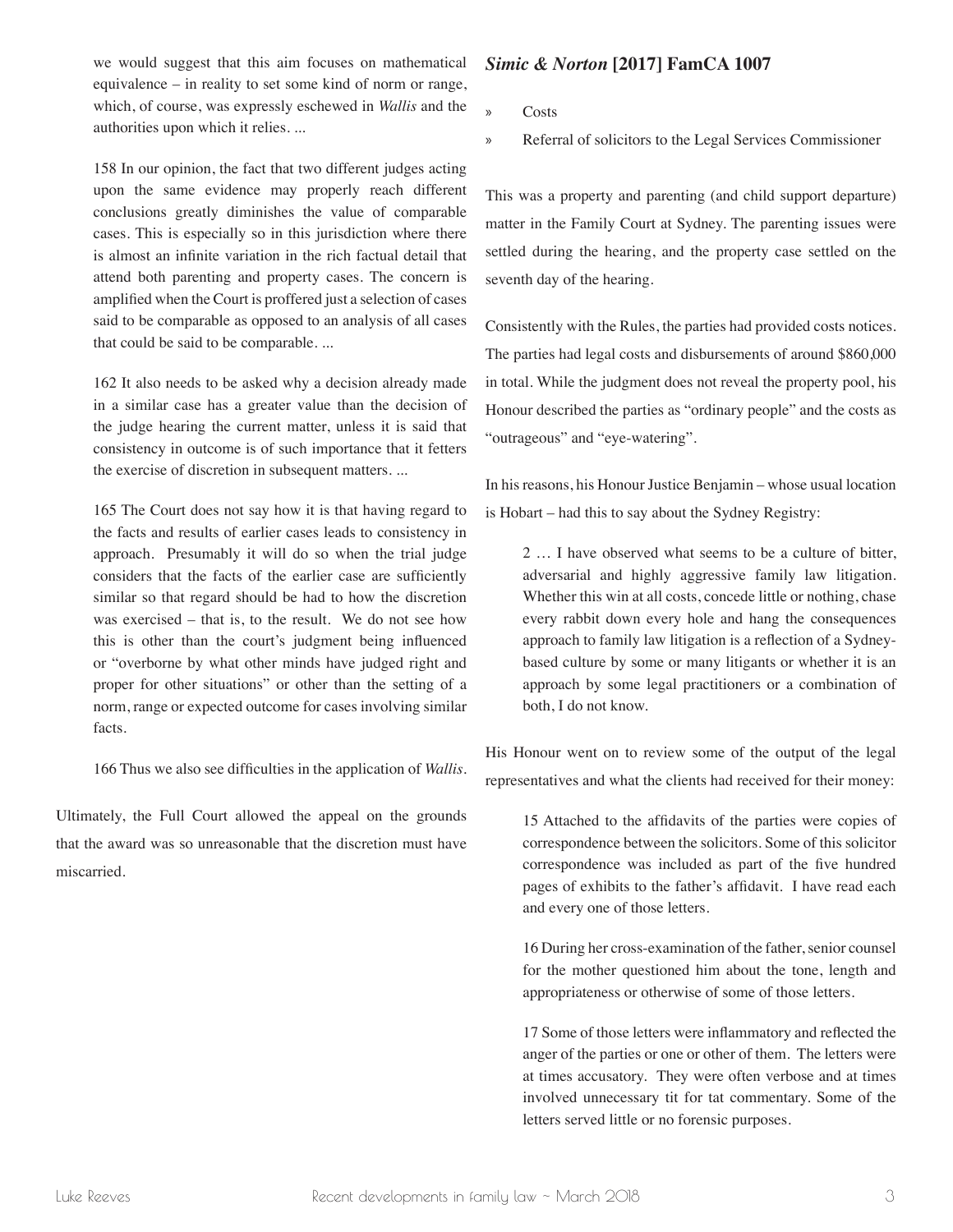we would suggest that this aim focuses on mathematical equivalence – in reality to set some kind of norm or range, which, of course, was expressly eschewed in *Wallis* and the authorities upon which it relies. ...

> 158 In our opinion, the fact that two different judges acting upon the same evidence may properly reach different conclusions greatly diminishes the value of comparable cases. This is especially so in this jurisdiction where there is almost an infinite variation in the rich factual detail that attend both parenting and property cases. The concern is amplified when the Court is proffered just a selection of cases said to be comparable as opposed to an analysis of all cases that could be said to be comparable. ...
>
> 162 It also needs to be asked why a decision already made in a similar case has a greater value than the decision of the judge hearing the current matter, unless it is said that consistency in outcome is of such importance that it fetters the exercise of discretion in subsequent matters. ...
>
> 165 The Court does not say how it is that having regard to the facts and results of earlier cases leads to consistency in approach. Presumably it will do so when the trial judge considers that the facts of the earlier case are sufficiently similar so that regard should be had to how the discretion was exercised – that is, to the result. We do not see how this is other than the court's judgment being influenced or "overborne by what other minds have judged right and proper for other situations" or other than the setting of a norm, range or expected outcome for cases involving similar facts.
>
> 166 Thus we also see difficulties in the application of *Wallis*.

Ultimately, the Full Court allowed the appeal on the grounds that the award was so unreasonable that the discretion must have miscarried.

## *Simic & Norton* [2017] FamCA 1007

- Costs
- Referral of solicitors to the Legal Services Commissioner

This was a property and parenting (and child support departure) matter in the Family Court at Sydney. The parenting issues were settled during the hearing, and the property case settled on the seventh day of the hearing.

Consistently with the Rules, the parties had provided costs notices. The parties had legal costs and disbursements of around $860,000 in total. While the judgment does not reveal the property pool, his Honour described the parties as "ordinary people" and the costs as "outrageous" and "eye-watering".

In his reasons, his Honour Justice Benjamin – whose usual location is Hobart – had this to say about the Sydney Registry:

> 2 … I have observed what seems to be a culture of bitter, adversarial and highly aggressive family law litigation. Whether this win at all costs, concede little or nothing, chase every rabbit down every hole and hang the consequences approach to family law litigation is a reflection of a Sydney-based culture by some or many litigants or whether it is an approach by some legal practitioners or a combination of both, I do not know.

His Honour went on to review some of the output of the legal representatives and what the clients had received for their money:

> 15 Attached to the affidavits of the parties were copies of correspondence between the solicitors. Some of this solicitor correspondence was included as part of the five hundred pages of exhibits to the father's affidavit. I have read each and every one of those letters.
>
> 16 During her cross-examination of the father, senior counsel for the mother questioned him about the tone, length and appropriateness or otherwise of some of those letters.
>
> 17 Some of those letters were inflammatory and reflected the anger of the parties or one or other of them. The letters were at times accusatory. They were often verbose and at times involved unnecessary tit for tat commentary. Some of the letters served little or no forensic purposes.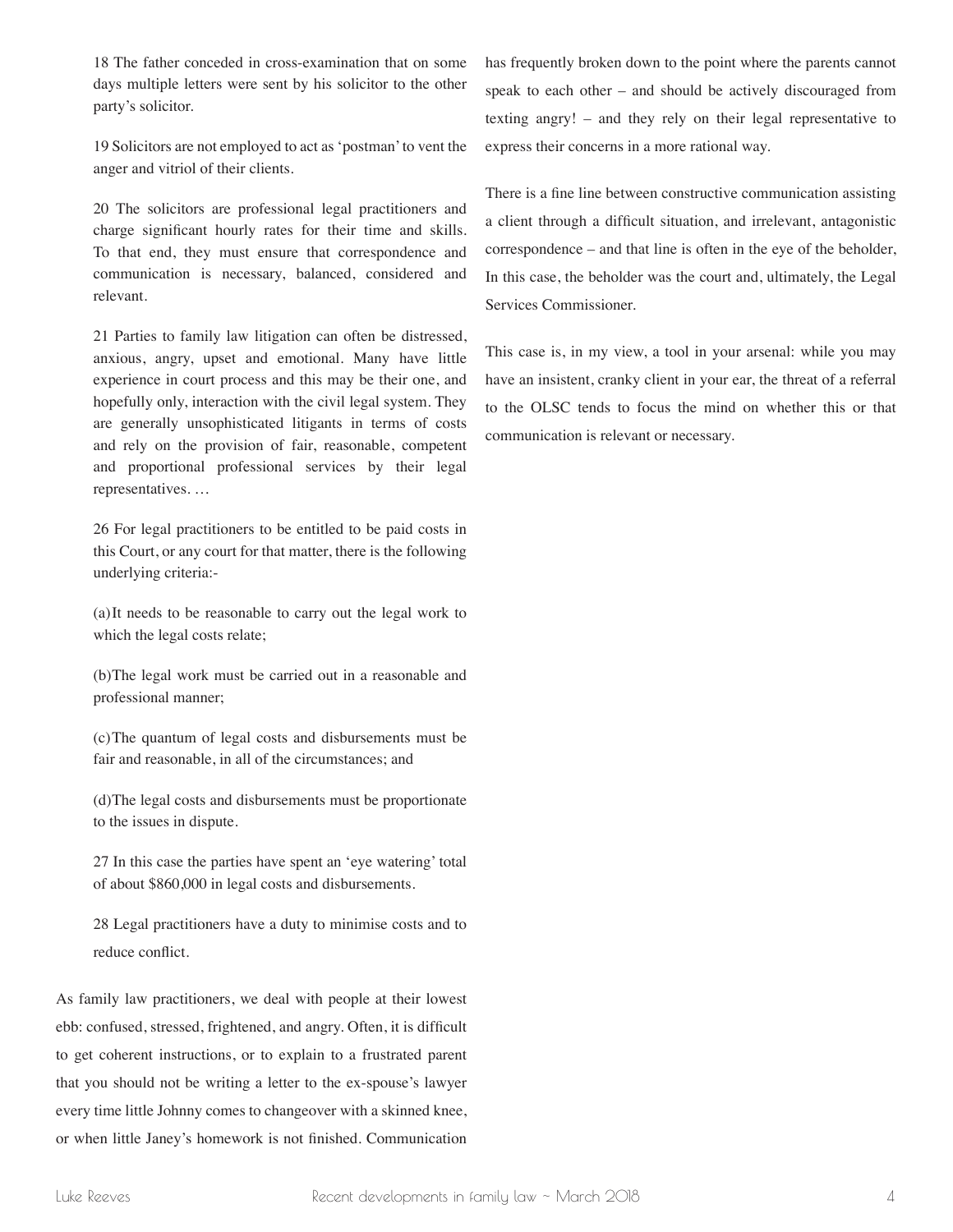> 18 The father conceded in cross-examination that on some days multiple letters were sent by his solicitor to the other party's solicitor.
>
> 19 Solicitors are not employed to act as 'postman' to vent the anger and vitriol of their clients.
>
> 20 The solicitors are professional legal practitioners and charge significant hourly rates for their time and skills. To that end, they must ensure that correspondence and communication is necessary, balanced, considered and relevant.
>
> 21 Parties to family law litigation can often be distressed, anxious, angry, upset and emotional. Many have little experience in court process and this may be their one, and hopefully only, interaction with the civil legal system. They are generally unsophisticated litigants in terms of costs and rely on the provision of fair, reasonable, competent and proportional professional services by their legal representatives. …
>
> 26 For legal practitioners to be entitled to be paid costs in this Court, or any court for that matter, there is the following underlying criteria:-
>
> (a) It needs to be reasonable to carry out the legal work to which the legal costs relate;
>
> (b) The legal work must be carried out in a reasonable and professional manner;
>
> (c) The quantum of legal costs and disbursements must be fair and reasonable, in all of the circumstances; and
>
> (d) The legal costs and disbursements must be proportionate to the issues in dispute.
>
> 27 In this case the parties have spent an 'eye watering' total of about $860,000 in legal costs and disbursements.
>
> 28 Legal practitioners have a duty to minimise costs and to reduce conflict.

As family law practitioners, we deal with people at their lowest ebb: confused, stressed, frightened, and angry. Often, it is difficult to get coherent instructions, or to explain to a frustrated parent that you should not be writing a letter to the ex-spouse's lawyer every time little Johnny comes to changeover with a skinned knee, or when little Janey's homework is not finished. Communication has frequently broken down to the point where the parents cannot speak to each other – and should be actively discouraged from texting angry! – and they rely on their legal representative to express their concerns in a more rational way.

There is a fine line between constructive communication assisting a client through a difficult situation, and irrelevant, antagonistic correspondence – and that line is often in the eye of the beholder, In this case, the beholder was the court and, ultimately, the Legal Services Commissioner.

This case is, in my view, a tool in your arsenal: while you may have an insistent, cranky client in your ear, the threat of a referral to the OLSC tends to focus the mind on whether this or that communication is relevant or necessary.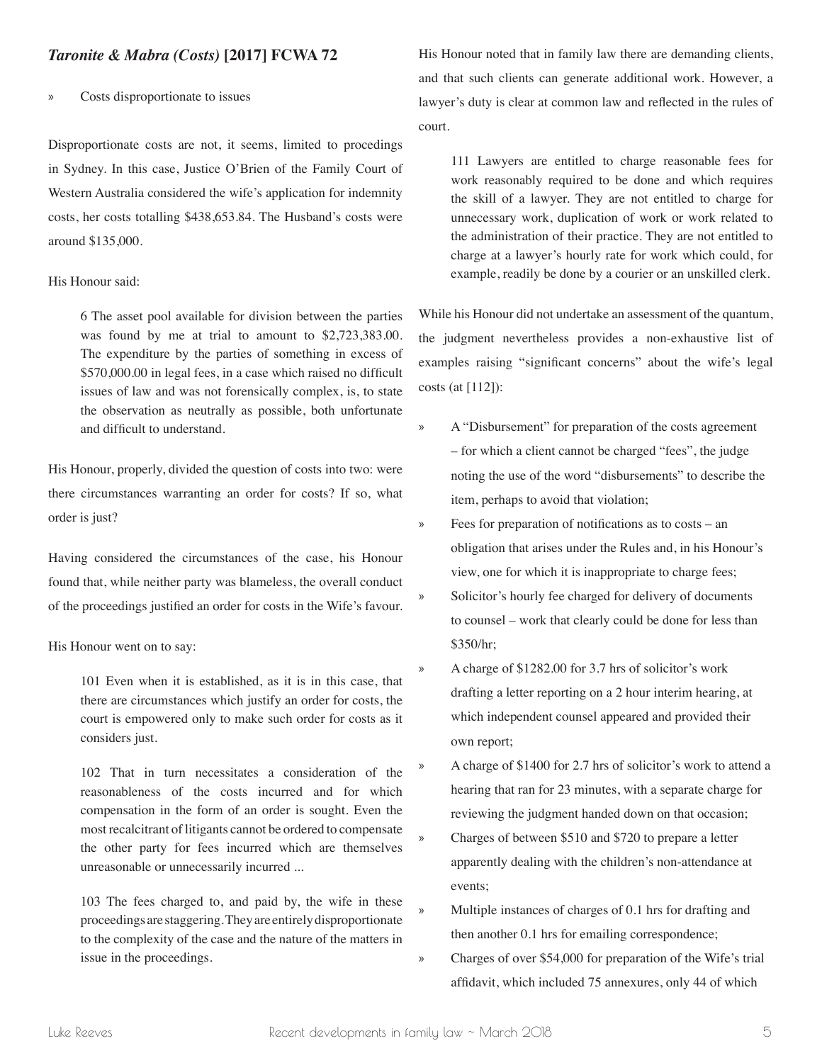### *Taronite & Mabra (Costs)* [2017] FCWA 72

» Costs disproportionate to issues

Disproportionate costs are not, it seems, limited to procedings in Sydney. In this case, Justice O'Brien of the Family Court of Western Australia considered the wife's application for indemnity costs, her costs totalling $438,653.84. The Husband's costs were around $135,000.

His Honour said:

> 6 The asset pool available for division between the parties was found by me at trial to amount to $2,723,383.00. The expenditure by the parties of something in excess of $570,000.00 in legal fees, in a case which raised no difficult issues of law and was not forensically complex, is, to state the observation as neutrally as possible, both unfortunate and difficult to understand.

His Honour, properly, divided the question of costs into two: were there circumstances warranting an order for costs? If so, what order is just?

Having considered the circumstances of the case, his Honour found that, while neither party was blameless, the overall conduct of the proceedings justified an order for costs in the Wife's favour.

His Honour went on to say:

> 101 Even when it is established, as it is in this case, that there are circumstances which justify an order for costs, the court is empowered only to make such order for costs as it considers just.
>
> 102 That in turn necessitates a consideration of the reasonableness of the costs incurred and for which compensation in the form of an order is sought. Even the most recalcitrant of litigants cannot be ordered to compensate the other party for fees incurred which are themselves unreasonable or unnecessarily incurred ...
>
> 103 The fees charged to, and paid by, the wife in these proceedings are staggering. They are entirely disproportionate to the complexity of the case and the nature of the matters in issue in the proceedings.

His Honour noted that in family law there are demanding clients, and that such clients can generate additional work. However, a lawyer's duty is clear at common law and reflected in the rules of court.

> 111 Lawyers are entitled to charge reasonable fees for work reasonably required to be done and which requires the skill of a lawyer. They are not entitled to charge for unnecessary work, duplication of work or work related to the administration of their practice. They are not entitled to charge at a lawyer's hourly rate for work which could, for example, readily be done by a courier or an unskilled clerk.

While his Honour did not undertake an assessment of the quantum, the judgment nevertheless provides a non-exhaustive list of examples raising "significant concerns" about the wife's legal costs (at [112]):

- A "Disbursement" for preparation of the costs agreement – for which a client cannot be charged "fees", the judge noting the use of the word "disbursements" to describe the item, perhaps to avoid that violation;
- Fees for preparation of notifications as to costs – an obligation that arises under the Rules and, in his Honour's view, one for which it is inappropriate to charge fees;
- Solicitor's hourly fee charged for delivery of documents to counsel – work that clearly could be done for less than $350/hr;
- A charge of $1282.00 for 3.7 hrs of solicitor's work drafting a letter reporting on a 2 hour interim hearing, at which independent counsel appeared and provided their own report;
- A charge of $1400 for 2.7 hrs of solicitor's work to attend a hearing that ran for 23 minutes, with a separate charge for reviewing the judgment handed down on that occasion;
- Charges of between $510 and $720 to prepare a letter apparently dealing with the children's non-attendance at events;
- Multiple instances of charges of 0.1 hrs for drafting and then another 0.1 hrs for emailing correspondence;
- Charges of over $54,000 for preparation of the Wife's trial affidavit, which included 75 annexures, only 44 of which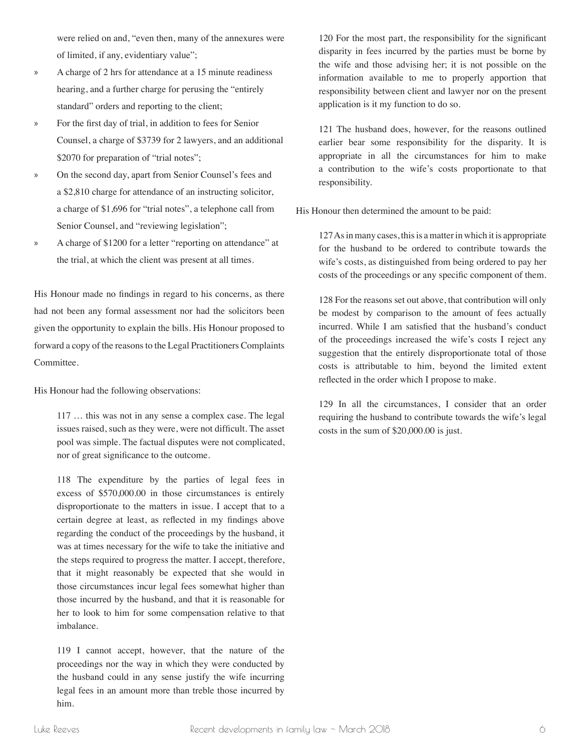were relied on and, "even then, many of the annexures were of limited, if any, evidentiary value";

- A charge of 2 hrs for attendance at a 15 minute readiness hearing, and a further charge for perusing the "entirely standard" orders and reporting to the client;
- For the first day of trial, in addition to fees for Senior Counsel, a charge of $3739 for 2 lawyers, and an additional $2070 for preparation of "trial notes";
- On the second day, apart from Senior Counsel's fees and a $2,810 charge for attendance of an instructing solicitor, a charge of $1,696 for "trial notes", a telephone call from Senior Counsel, and "reviewing legislation";
- A charge of $1200 for a letter "reporting on attendance" at the trial, at which the client was present at all times.

His Honour made no findings in regard to his concerns, as there had not been any formal assessment nor had the solicitors been given the opportunity to explain the bills. His Honour proposed to forward a copy of the reasons to the Legal Practitioners Complaints Committee.

His Honour had the following observations:

> 117 … this was not in any sense a complex case. The legal issues raised, such as they were, were not difficult. The asset pool was simple. The factual disputes were not complicated, nor of great significance to the outcome.
>
> 118 The expenditure by the parties of legal fees in excess of $570,000.00 in those circumstances is entirely disproportionate to the matters in issue. I accept that to a certain degree at least, as reflected in my findings above regarding the conduct of the proceedings by the husband, it was at times necessary for the wife to take the initiative and the steps required to progress the matter. I accept, therefore, that it might reasonably be expected that she would in those circumstances incur legal fees somewhat higher than those incurred by the husband, and that it is reasonable for her to look to him for some compensation relative to that imbalance.
>
> 119 I cannot accept, however, that the nature of the proceedings nor the way in which they were conducted by the husband could in any sense justify the wife incurring legal fees in an amount more than treble those incurred by him.
>
> 120 For the most part, the responsibility for the significant disparity in fees incurred by the parties must be borne by the wife and those advising her; it is not possible on the information available to me to properly apportion that responsibility between client and lawyer nor on the present application is it my function to do so.
>
> 121 The husband does, however, for the reasons outlined earlier bear some responsibility for the disparity. It is appropriate in all the circumstances for him to make a contribution to the wife's costs proportionate to that responsibility.

His Honour then determined the amount to be paid:

> 127 As in many cases, this is a matter in which it is appropriate for the husband to be ordered to contribute towards the wife's costs, as distinguished from being ordered to pay her costs of the proceedings or any specific component of them.
>
> 128 For the reasons set out above, that contribution will only be modest by comparison to the amount of fees actually incurred. While I am satisfied that the husband's conduct of the proceedings increased the wife's costs I reject any suggestion that the entirely disproportionate total of those costs is attributable to him, beyond the limited extent reflected in the order which I propose to make.
>
> 129 In all the circumstances, I consider that an order requiring the husband to contribute towards the wife's legal costs in the sum of $20,000.00 is just.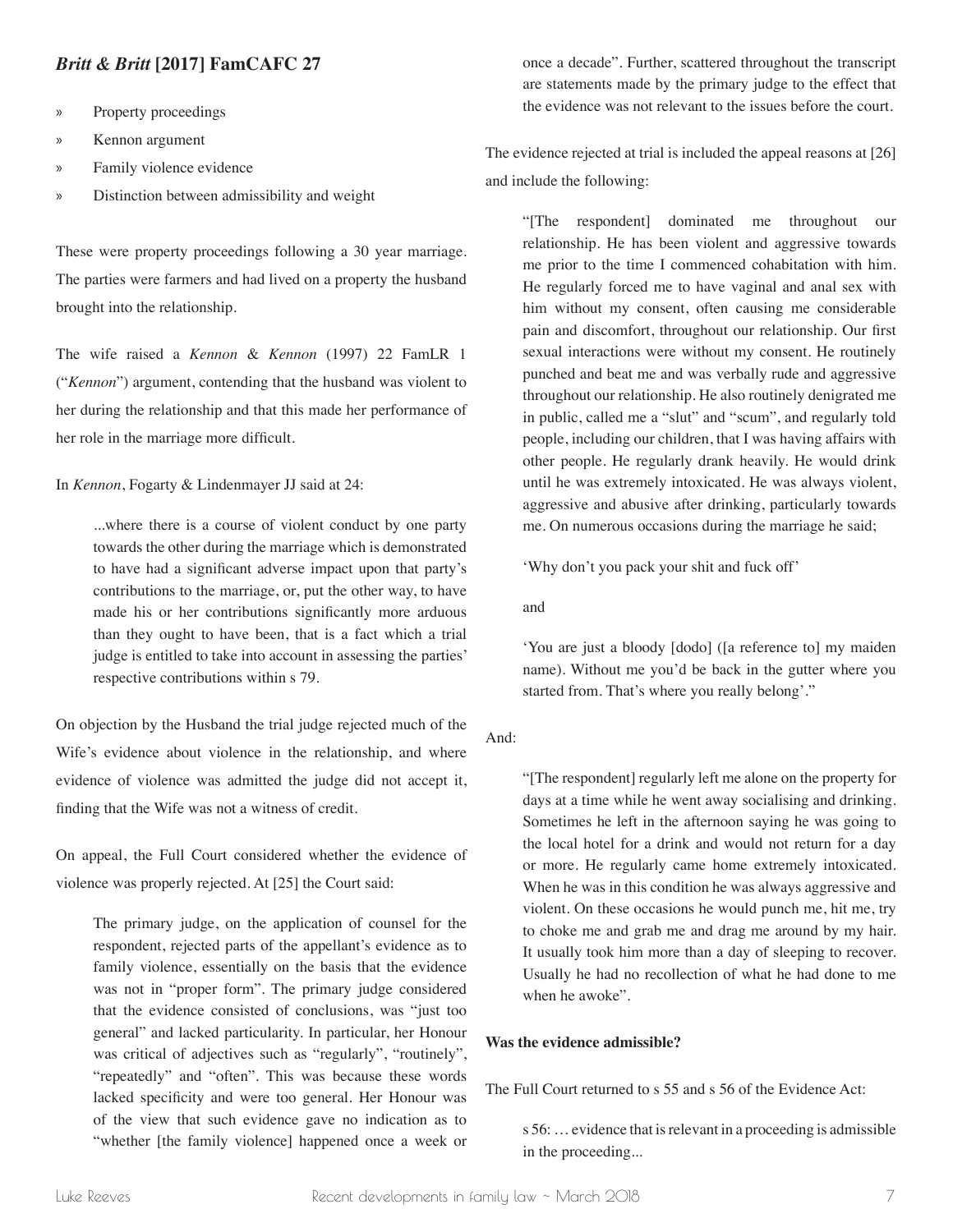### *Britt & Britt* [2017] FamCAFC 27

- Property proceedings
- Kennon argument
- Family violence evidence
- Distinction between admissibility and weight

These were property proceedings following a 30 year marriage. The parties were farmers and had lived on a property the husband brought into the relationship.

The wife raised a *Kennon* & *Kennon* (1997) 22 FamLR 1 ("*Kennon*") argument, contending that the husband was violent to her during the relationship and that this made her performance of her role in the marriage more difficult.

In *Kennon*, Fogarty & Lindenmayer JJ said at 24:

> ...where there is a course of violent conduct by one party towards the other during the marriage which is demonstrated to have had a significant adverse impact upon that party's contributions to the marriage, or, put the other way, to have made his or her contributions significantly more arduous than they ought to have been, that is a fact which a trial judge is entitled to take into account in assessing the parties' respective contributions within s 79.

On objection by the Husband the trial judge rejected much of the Wife's evidence about violence in the relationship, and where evidence of violence was admitted the judge did not accept it, finding that the Wife was not a witness of credit.

On appeal, the Full Court considered whether the evidence of violence was properly rejected. At [25] the Court said:

> The primary judge, on the application of counsel for the respondent, rejected parts of the appellant's evidence as to family violence, essentially on the basis that the evidence was not in "proper form". The primary judge considered that the evidence consisted of conclusions, was "just too general" and lacked particularity. In particular, her Honour was critical of adjectives such as "regularly", "routinely", "repeatedly" and "often". This was because these words lacked specificity and were too general. Her Honour was of the view that such evidence gave no indication as to "whether [the family violence] happened once a week or once a decade". Further, scattered throughout the transcript are statements made by the primary judge to the effect that the evidence was not relevant to the issues before the court.

The evidence rejected at trial is included the appeal reasons at [26] and include the following:

> "[The respondent] dominated me throughout our relationship. He has been violent and aggressive towards me prior to the time I commenced cohabitation with him. He regularly forced me to have vaginal and anal sex with him without my consent, often causing me considerable pain and discomfort, throughout our relationship. Our first sexual interactions were without my consent. He routinely punched and beat me and was verbally rude and aggressive throughout our relationship. He also routinely denigrated me in public, called me a "slut" and "scum", and regularly told people, including our children, that I was having affairs with other people. He regularly drank heavily. He would drink until he was extremely intoxicated. He was always violent, aggressive and abusive after drinking, particularly towards me. On numerous occasions during the marriage he said;
>
> 'Why don't you pack your shit and fuck off'
>
> and
>
> 'You are just a bloody [dodo] ([a reference to] my maiden name). Without me you'd be back in the gutter where you started from. That's where you really belong'."

And:

> "[The respondent] regularly left me alone on the property for days at a time while he went away socialising and drinking. Sometimes he left in the afternoon saying he was going to the local hotel for a drink and would not return for a day or more. He regularly came home extremely intoxicated. When he was in this condition he was always aggressive and violent. On these occasions he would punch me, hit me, try to choke me and grab me and drag me around by my hair. It usually took him more than a day of sleeping to recover. Usually he had no recollection of what he had done to me when he awoke".

**Was the evidence admissible?**

The Full Court returned to s 55 and s 56 of the Evidence Act:

> s 56: … evidence that is relevant in a proceeding is admissible in the proceeding...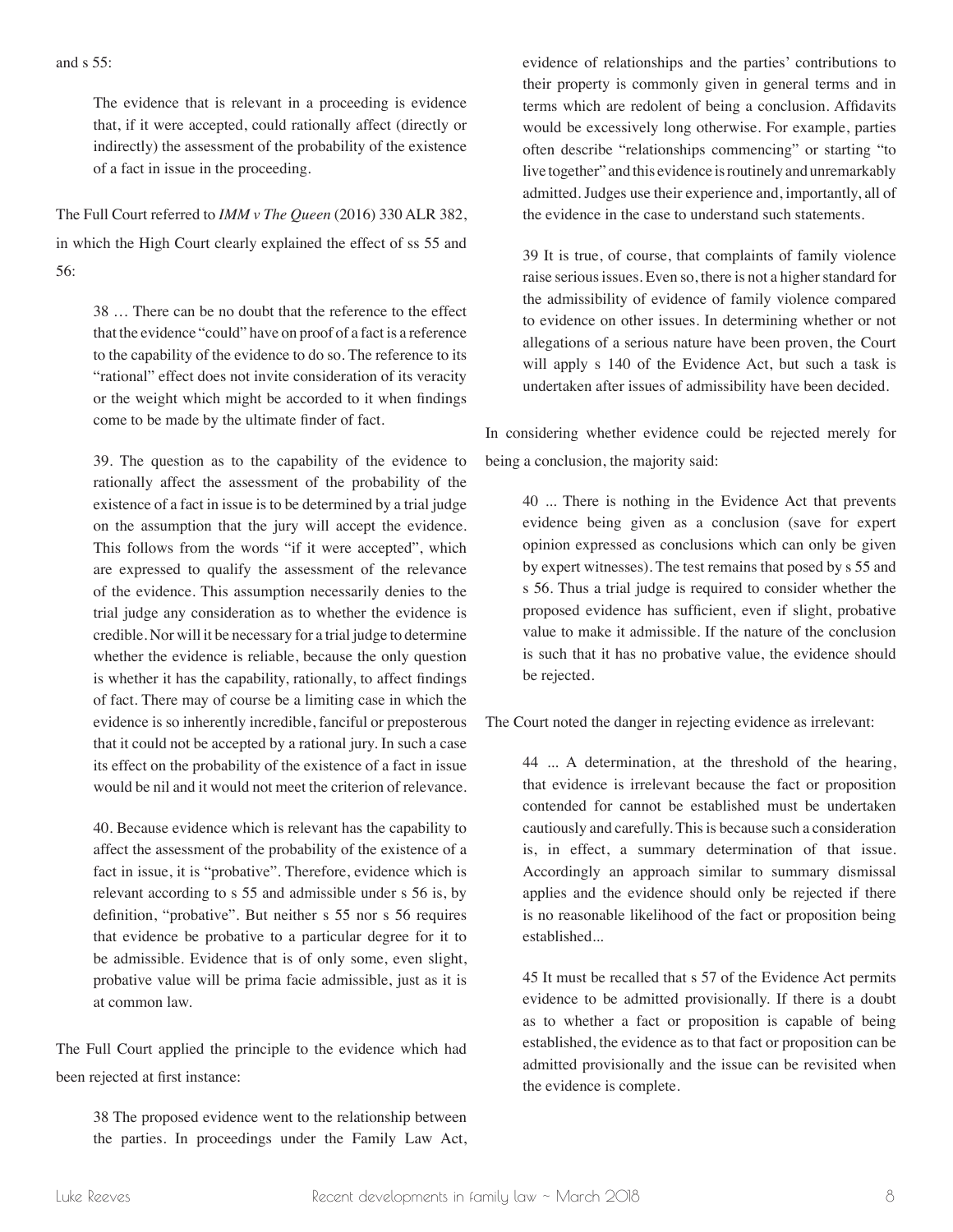and s 55:

> The evidence that is relevant in a proceeding is evidence that, if it were accepted, could rationally affect (directly or indirectly) the assessment of the probability of the existence of a fact in issue in the proceeding.

The Full Court referred to *IMM v The Queen* (2016) 330 ALR 382, in which the High Court clearly explained the effect of ss 55 and 56:

> 38 … There can be no doubt that the reference to the effect that the evidence "could" have on proof of a fact is a reference to the capability of the evidence to do so. The reference to its "rational" effect does not invite consideration of its veracity or the weight which might be accorded to it when findings come to be made by the ultimate finder of fact.
>
> 39. The question as to the capability of the evidence to rationally affect the assessment of the probability of the existence of a fact in issue is to be determined by a trial judge on the assumption that the jury will accept the evidence. This follows from the words "if it were accepted", which are expressed to qualify the assessment of the relevance of the evidence. This assumption necessarily denies to the trial judge any consideration as to whether the evidence is credible. Nor will it be necessary for a trial judge to determine whether the evidence is reliable, because the only question is whether it has the capability, rationally, to affect findings of fact. There may of course be a limiting case in which the evidence is so inherently incredible, fanciful or preposterous that it could not be accepted by a rational jury. In such a case its effect on the probability of the existence of a fact in issue would be nil and it would not meet the criterion of relevance.
>
> 40. Because evidence which is relevant has the capability to affect the assessment of the probability of the existence of a fact in issue, it is "probative". Therefore, evidence which is relevant according to s 55 and admissible under s 56 is, by definition, "probative". But neither s 55 nor s 56 requires that evidence be probative to a particular degree for it to be admissible. Evidence that is of only some, even slight, probative value will be prima facie admissible, just as it is at common law.

The Full Court applied the principle to the evidence which had been rejected at first instance:

> 38 The proposed evidence went to the relationship between the parties. In proceedings under the Family Law Act, evidence of relationships and the parties' contributions to their property is commonly given in general terms and in terms which are redolent of being a conclusion. Affidavits would be excessively long otherwise. For example, parties often describe "relationships commencing" or starting "to live together" and this evidence is routinely and unremarkably admitted. Judges use their experience and, importantly, all of the evidence in the case to understand such statements.
>
> 39 It is true, of course, that complaints of family violence raise serious issues. Even so, there is not a higher standard for the admissibility of evidence of family violence compared to evidence on other issues. In determining whether or not allegations of a serious nature have been proven, the Court will apply s 140 of the Evidence Act, but such a task is undertaken after issues of admissibility have been decided.

In considering whether evidence could be rejected merely for being a conclusion, the majority said:

> 40 ... There is nothing in the Evidence Act that prevents evidence being given as a conclusion (save for expert opinion expressed as conclusions which can only be given by expert witnesses). The test remains that posed by s 55 and s 56. Thus a trial judge is required to consider whether the proposed evidence has sufficient, even if slight, probative value to make it admissible. If the nature of the conclusion is such that it has no probative value, the evidence should be rejected.

The Court noted the danger in rejecting evidence as irrelevant:

> 44 ... A determination, at the threshold of the hearing, that evidence is irrelevant because the fact or proposition contended for cannot be established must be undertaken cautiously and carefully. This is because such a consideration is, in effect, a summary determination of that issue. Accordingly an approach similar to summary dismissal applies and the evidence should only be rejected if there is no reasonable likelihood of the fact or proposition being established...
>
> 45 It must be recalled that s 57 of the Evidence Act permits evidence to be admitted provisionally. If there is a doubt as to whether a fact or proposition is capable of being established, the evidence as to that fact or proposition can be admitted provisionally and the issue can be revisited when the evidence is complete.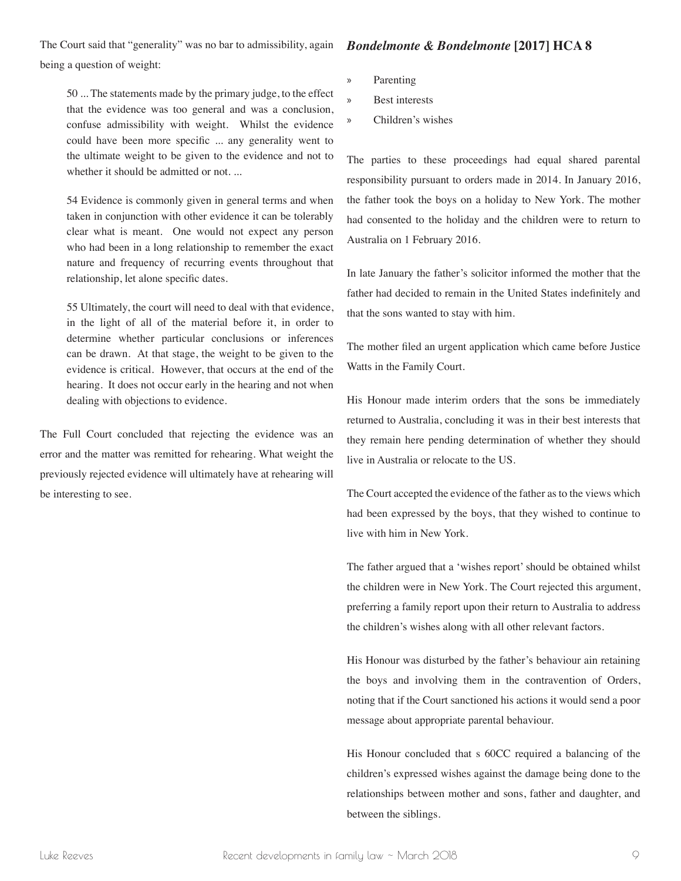The Court said that "generality" was no bar to admissibility, again being a question of weight:

> 50 ... The statements made by the primary judge, to the effect that the evidence was too general and was a conclusion, confuse admissibility with weight. Whilst the evidence could have been more specific ... any generality went to the ultimate weight to be given to the evidence and not to whether it should be admitted or not. ...
>
> 54 Evidence is commonly given in general terms and when taken in conjunction with other evidence it can be tolerably clear what is meant. One would not expect any person who had been in a long relationship to remember the exact nature and frequency of recurring events throughout that relationship, let alone specific dates.
>
> 55 Ultimately, the court will need to deal with that evidence, in the light of all of the material before it, in order to determine whether particular conclusions or inferences can be drawn. At that stage, the weight to be given to the evidence is critical. However, that occurs at the end of the hearing. It does not occur early in the hearing and not when dealing with objections to evidence.

The Full Court concluded that rejecting the evidence was an error and the matter was remitted for rehearing. What weight the previously rejected evidence will ultimately have at rehearing will be interesting to see.

### *Bondelmonte & Bondelmonte* [2017] HCA 8

- Parenting
- Best interests
- Children's wishes

The parties to these proceedings had equal shared parental responsibility pursuant to orders made in 2014. In January 2016, the father took the boys on a holiday to New York. The mother had consented to the holiday and the children were to return to Australia on 1 February 2016.

In late January the father's solicitor informed the mother that the father had decided to remain in the United States indefinitely and that the sons wanted to stay with him.

The mother filed an urgent application which came before Justice Watts in the Family Court.

His Honour made interim orders that the sons be immediately returned to Australia, concluding it was in their best interests that they remain here pending determination of whether they should live in Australia or relocate to the US.

The Court accepted the evidence of the father as to the views which had been expressed by the boys, that they wished to continue to live with him in New York.

The father argued that a 'wishes report' should be obtained whilst the children were in New York. The Court rejected this argument, preferring a family report upon their return to Australia to address the children's wishes along with all other relevant factors.

His Honour was disturbed by the father's behaviour ain retaining the boys and involving them in the contravention of Orders, noting that if the Court sanctioned his actions it would send a poor message about appropriate parental behaviour.

His Honour concluded that s 60CC required a balancing of the children's expressed wishes against the damage being done to the relationships between mother and sons, father and daughter, and between the siblings.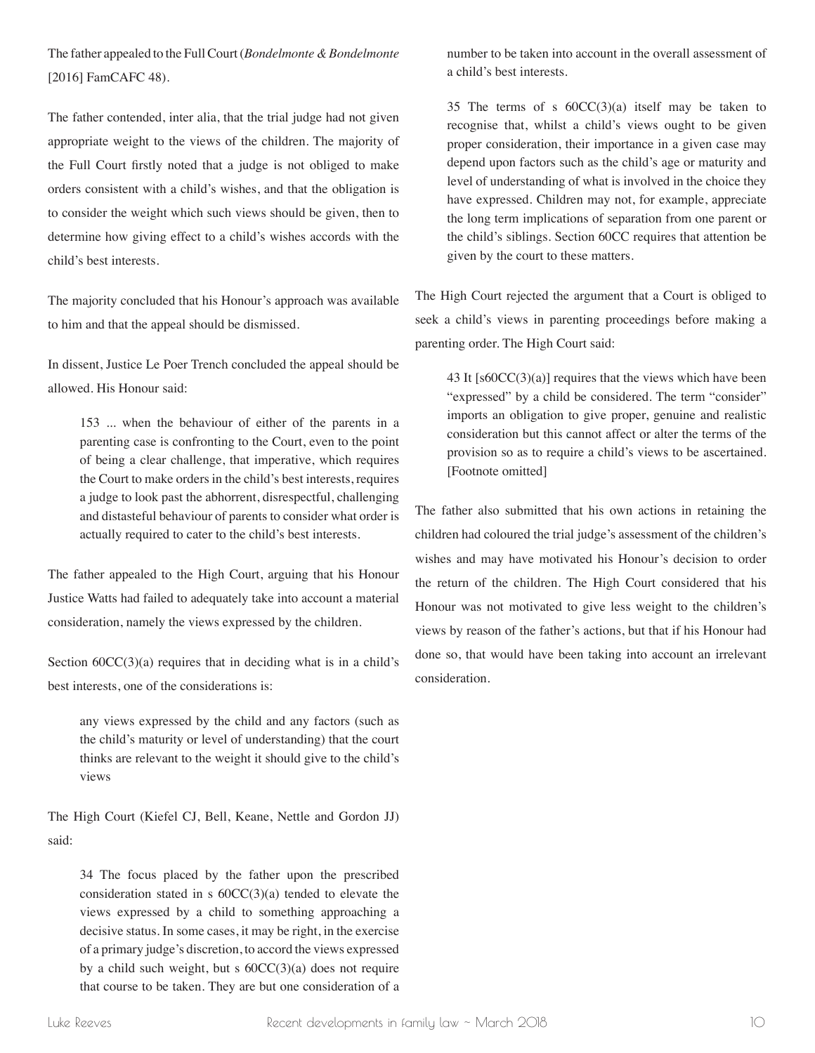The father appealed to the Full Court (*Bondelmonte & Bondelmonte* [2016] FamCAFC 48).

The father contended, inter alia, that the trial judge had not given appropriate weight to the views of the children. The majority of the Full Court firstly noted that a judge is not obliged to make orders consistent with a child's wishes, and that the obligation is to consider the weight which such views should be given, then to determine how giving effect to a child's wishes accords with the child's best interests.

The majority concluded that his Honour's approach was available to him and that the appeal should be dismissed.

In dissent, Justice Le Poer Trench concluded the appeal should be allowed. His Honour said:

> 153 ... when the behaviour of either of the parents in a parenting case is confronting to the Court, even to the point of being a clear challenge, that imperative, which requires the Court to make orders in the child's best interests, requires a judge to look past the abhorrent, disrespectful, challenging and distasteful behaviour of parents to consider what order is actually required to cater to the child's best interests.

The father appealed to the High Court, arguing that his Honour Justice Watts had failed to adequately take into account a material consideration, namely the views expressed by the children.

Section 60CC(3)(a) requires that in deciding what is in a child's best interests, one of the considerations is:

> any views expressed by the child and any factors (such as the child's maturity or level of understanding) that the court thinks are relevant to the weight it should give to the child's views

The High Court (Kiefel CJ, Bell, Keane, Nettle and Gordon JJ) said:

> 34 The focus placed by the father upon the prescribed consideration stated in s 60CC(3)(a) tended to elevate the views expressed by a child to something approaching a decisive status. In some cases, it may be right, in the exercise of a primary judge's discretion, to accord the views expressed by a child such weight, but s 60CC(3)(a) does not require that course to be taken. They are but one consideration of a number to be taken into account in the overall assessment of a child's best interests.
>
> 35 The terms of s 60CC(3)(a) itself may be taken to recognise that, whilst a child's views ought to be given proper consideration, their importance in a given case may depend upon factors such as the child's age or maturity and level of understanding of what is involved in the choice they have expressed. Children may not, for example, appreciate the long term implications of separation from one parent or the child's siblings. Section 60CC requires that attention be given by the court to these matters.

The High Court rejected the argument that a Court is obliged to seek a child's views in parenting proceedings before making a parenting order. The High Court said:

> 43 It [s60CC(3)(a)] requires that the views which have been "expressed" by a child be considered. The term "consider" imports an obligation to give proper, genuine and realistic consideration but this cannot affect or alter the terms of the provision so as to require a child's views to be ascertained. [Footnote omitted]

The father also submitted that his own actions in retaining the children had coloured the trial judge's assessment of the children's wishes and may have motivated his Honour's decision to order the return of the children. The High Court considered that his Honour was not motivated to give less weight to the children's views by reason of the father's actions, but that if his Honour had done so, that would have been taking into account an irrelevant consideration.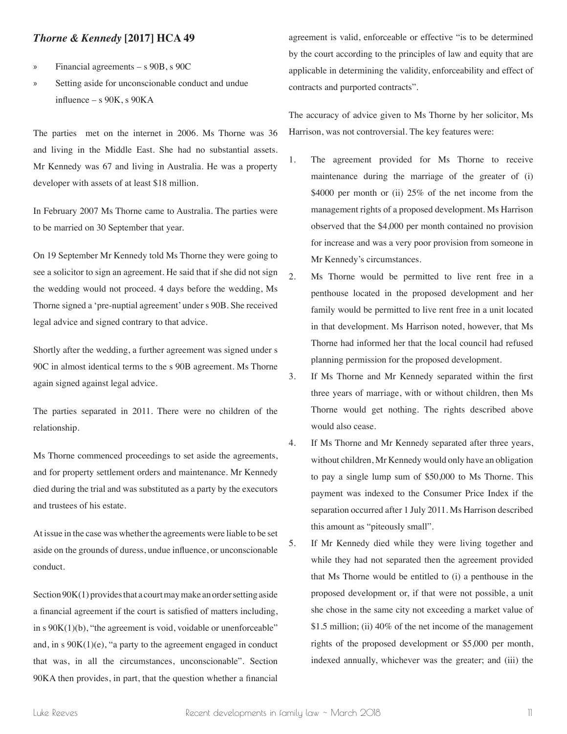### *Thorne & Kennedy* [2017] HCA 49

- Financial agreements – s 90B, s 90C
- Setting aside for unconscionable conduct and undue influence – s 90K, s 90KA

The parties met on the internet in 2006. Ms Thorne was 36 and living in the Middle East. She had no substantial assets. Mr Kennedy was 67 and living in Australia. He was a property developer with assets of at least $18 million.

In February 2007 Ms Thorne came to Australia. The parties were to be married on 30 September that year.

On 19 September Mr Kennedy told Ms Thorne they were going to see a solicitor to sign an agreement. He said that if she did not sign the wedding would not proceed. 4 days before the wedding, Ms Thorne signed a 'pre-nuptial agreement' under s 90B. She received legal advice and signed contrary to that advice.

Shortly after the wedding, a further agreement was signed under s 90C in almost identical terms to the s 90B agreement. Ms Thorne again signed against legal advice.

The parties separated in 2011. There were no children of the relationship.

Ms Thorne commenced proceedings to set aside the agreements, and for property settlement orders and maintenance. Mr Kennedy died during the trial and was substituted as a party by the executors and trustees of his estate.

At issue in the case was whether the agreements were liable to be set aside on the grounds of duress, undue influence, or unconscionable conduct.

Section 90K(1) provides that a court may make an order setting aside a financial agreement if the court is satisfied of matters including, in s 90K(1)(b), "the agreement is void, voidable or unenforceable" and, in s 90K(1)(e), "a party to the agreement engaged in conduct that was, in all the circumstances, unconscionable". Section 90KA then provides, in part, that the question whether a financial agreement is valid, enforceable or effective "is to be determined by the court according to the principles of law and equity that are applicable in determining the validity, enforceability and effect of contracts and purported contracts".

The accuracy of advice given to Ms Thorne by her solicitor, Ms Harrison, was not controversial. The key features were:

1. The agreement provided for Ms Thorne to receive maintenance during the marriage of the greater of (i) $4000 per month or (ii) 25% of the net income from the management rights of a proposed development. Ms Harrison observed that the $4,000 per month contained no provision for increase and was a very poor provision from someone in Mr Kennedy's circumstances.
2. Ms Thorne would be permitted to live rent free in a penthouse located in the proposed development and her family would be permitted to live rent free in a unit located in that development. Ms Harrison noted, however, that Ms Thorne had informed her that the local council had refused planning permission for the proposed development.
3. If Ms Thorne and Mr Kennedy separated within the first three years of marriage, with or without children, then Ms Thorne would get nothing. The rights described above would also cease.
4. If Ms Thorne and Mr Kennedy separated after three years, without children, Mr Kennedy would only have an obligation to pay a single lump sum of $50,000 to Ms Thorne. This payment was indexed to the Consumer Price Index if the separation occurred after 1 July 2011. Ms Harrison described this amount as "piteously small".
5. If Mr Kennedy died while they were living together and while they had not separated then the agreement provided that Ms Thorne would be entitled to (i) a penthouse in the proposed development or, if that were not possible, a unit she chose in the same city not exceeding a market value of $1.5 million; (ii) 40% of the net income of the management rights of the proposed development or $5,000 per month, indexed annually, whichever was the greater; and (iii) the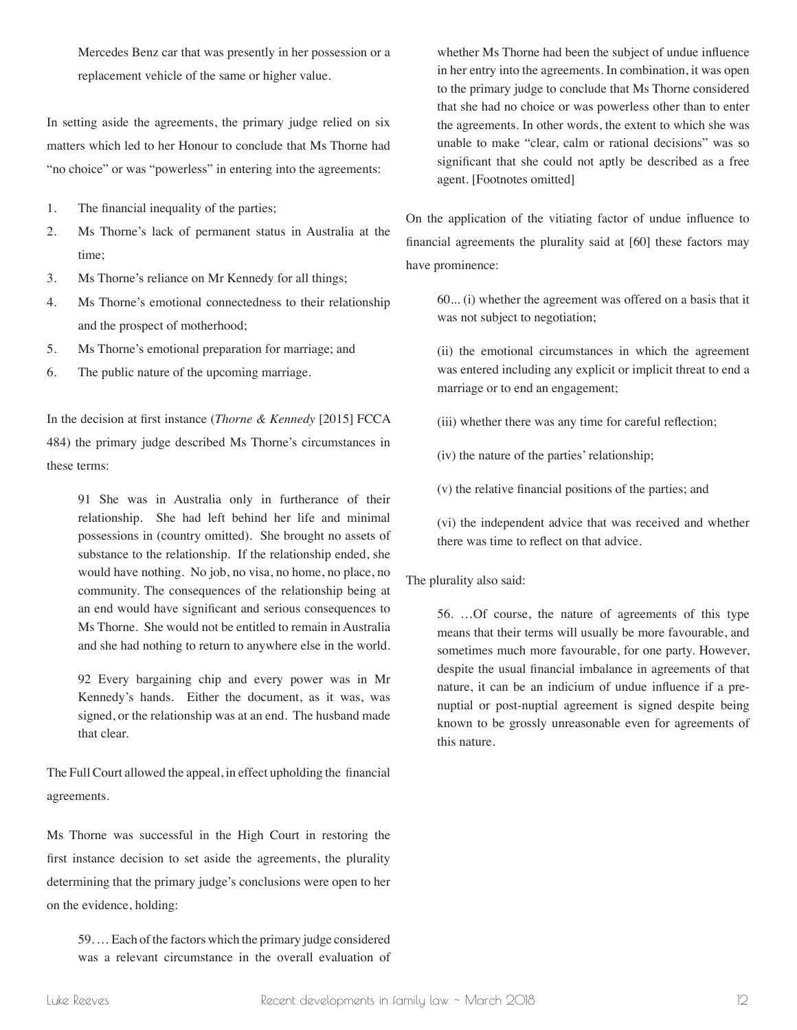Mercedes Benz car that was presently in her possession or a replacement vehicle of the same or higher value.

In setting aside the agreements, the primary judge relied on six matters which led to her Honour to conclude that Ms Thorne had "no choice" or was "powerless" in entering into the agreements:

1. The financial inequality of the parties;
2. Ms Thorne's lack of permanent status in Australia at the time;
3. Ms Thorne's reliance on Mr Kennedy for all things;
4. Ms Thorne's emotional connectedness to their relationship and the prospect of motherhood;
5. Ms Thorne's emotional preparation for marriage; and
6. The public nature of the upcoming marriage.

In the decision at first instance (*Thorne & Kennedy* [2015] FCCA 484) the primary judge described Ms Thorne's circumstances in these terms:

> 91 She was in Australia only in furtherance of their relationship. She had left behind her life and minimal possessions in (country omitted). She brought no assets of substance to the relationship. If the relationship ended, she would have nothing. No job, no visa, no home, no place, no community. The consequences of the relationship being at an end would have significant and serious consequences to Ms Thorne. She would not be entitled to remain in Australia and she had nothing to return to anywhere else in the world.
>
> 92 Every bargaining chip and every power was in Mr Kennedy's hands. Either the document, as it was, was signed, or the relationship was at an end. The husband made that clear.

The Full Court allowed the appeal, in effect upholding the financial agreements.

Ms Thorne was successful in the High Court in restoring the first instance decision to set aside the agreements, the plurality determining that the primary judge's conclusions were open to her on the evidence, holding:

> 59. … Each of the factors which the primary judge considered was a relevant circumstance in the overall evaluation of whether Ms Thorne had been the subject of undue influence in her entry into the agreements. In combination, it was open to the primary judge to conclude that Ms Thorne considered that she had no choice or was powerless other than to enter the agreements. In other words, the extent to which she was unable to make "clear, calm or rational decisions" was so significant that she could not aptly be described as a free agent. [Footnotes omitted]

On the application of the vitiating factor of undue influence to financial agreements the plurality said at [60] these factors may have prominence:

> 60... (i) whether the agreement was offered on a basis that it was not subject to negotiation;
>
> (ii) the emotional circumstances in which the agreement was entered including any explicit or implicit threat to end a marriage or to end an engagement;
>
> (iii) whether there was any time for careful reflection;
>
> (iv) the nature of the parties' relationship;
>
> (v) the relative financial positions of the parties; and
>
> (vi) the independent advice that was received and whether there was time to reflect on that advice.

The plurality also said:

> 56. …Of course, the nature of agreements of this type means that their terms will usually be more favourable, and sometimes much more favourable, for one party. However, despite the usual financial imbalance in agreements of that nature, it can be an indicium of undue influence if a pre-nuptial or post-nuptial agreement is signed despite being known to be grossly unreasonable even for agreements of this nature.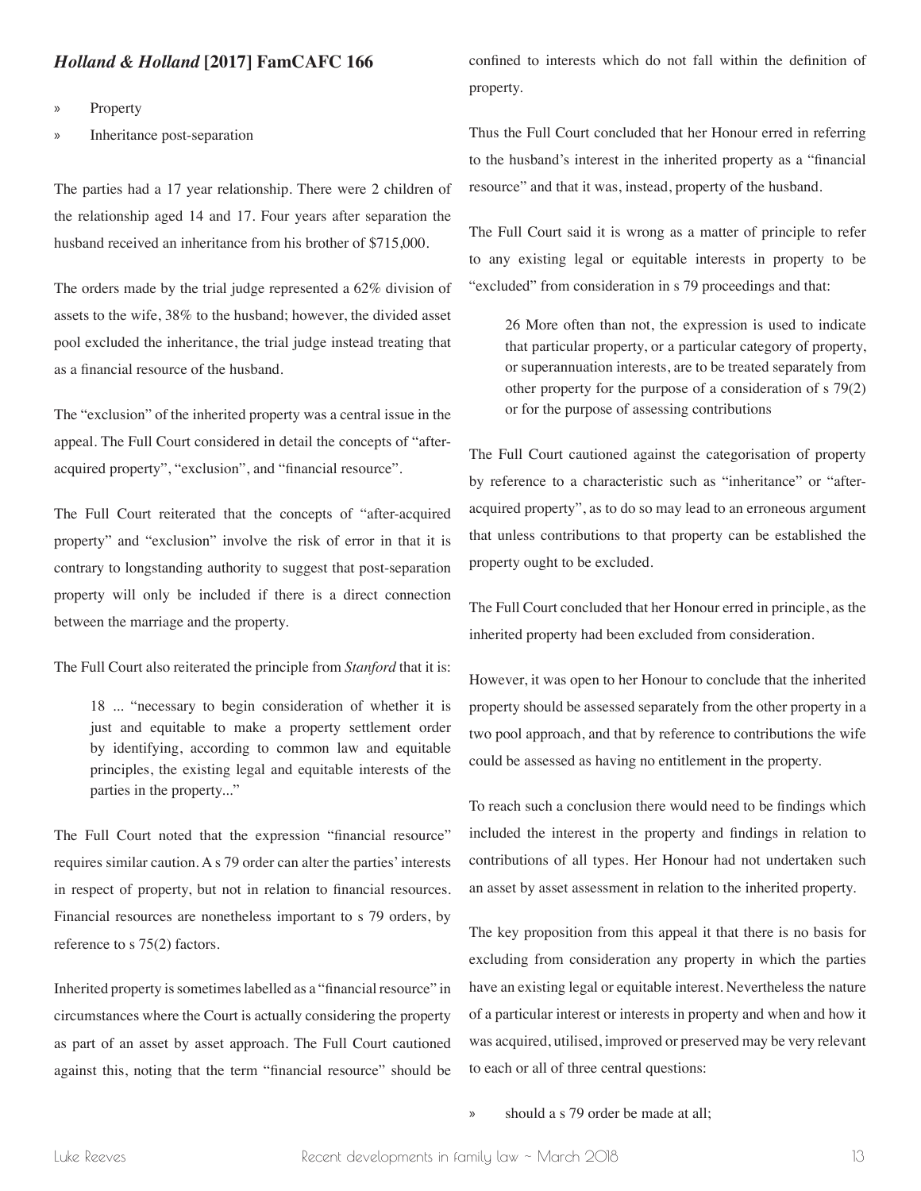### *Holland & Holland* [2017] FamCAFC 166

- Property
- Inheritance post-separation

The parties had a 17 year relationship. There were 2 children of the relationship aged 14 and 17. Four years after separation the husband received an inheritance from his brother of $715,000.

The orders made by the trial judge represented a 62% division of assets to the wife, 38% to the husband; however, the divided asset pool excluded the inheritance, the trial judge instead treating that as a financial resource of the husband.

The "exclusion" of the inherited property was a central issue in the appeal. The Full Court considered in detail the concepts of "after-acquired property", "exclusion", and "financial resource".

The Full Court reiterated that the concepts of "after-acquired property" and "exclusion" involve the risk of error in that it is contrary to longstanding authority to suggest that post-separation property will only be included if there is a direct connection between the marriage and the property.

The Full Court also reiterated the principle from *Stanford* that it is:

> 18 ... "necessary to begin consideration of whether it is just and equitable to make a property settlement order by identifying, according to common law and equitable principles, the existing legal and equitable interests of the parties in the property..."

The Full Court noted that the expression "financial resource" requires similar caution. A s 79 order can alter the parties' interests in respect of property, but not in relation to financial resources. Financial resources are nonetheless important to s 79 orders, by reference to s 75(2) factors.

Inherited property is sometimes labelled as a "financial resource" in circumstances where the Court is actually considering the property as part of an asset by asset approach. The Full Court cautioned against this, noting that the term "financial resource" should be confined to interests which do not fall within the definition of property.

Thus the Full Court concluded that her Honour erred in referring to the husband's interest in the inherited property as a "financial resource" and that it was, instead, property of the husband.

The Full Court said it is wrong as a matter of principle to refer to any existing legal or equitable interests in property to be "excluded" from consideration in s 79 proceedings and that:

> 26 More often than not, the expression is used to indicate that particular property, or a particular category of property, or superannuation interests, are to be treated separately from other property for the purpose of a consideration of s 79(2) or for the purpose of assessing contributions

The Full Court cautioned against the categorisation of property by reference to a characteristic such as "inheritance" or "after-acquired property", as to do so may lead to an erroneous argument that unless contributions to that property can be established the property ought to be excluded.

The Full Court concluded that her Honour erred in principle, as the inherited property had been excluded from consideration.

However, it was open to her Honour to conclude that the inherited property should be assessed separately from the other property in a two pool approach, and that by reference to contributions the wife could be assessed as having no entitlement in the property.

To reach such a conclusion there would need to be findings which included the interest in the property and findings in relation to contributions of all types. Her Honour had not undertaken such an asset by asset assessment in relation to the inherited property.

The key proposition from this appeal it that there is no basis for excluding from consideration any property in which the parties have an existing legal or equitable interest. Nevertheless the nature of a particular interest or interests in property and when and how it was acquired, utilised, improved or preserved may be very relevant to each or all of three central questions:

- should a s 79 order be made at all;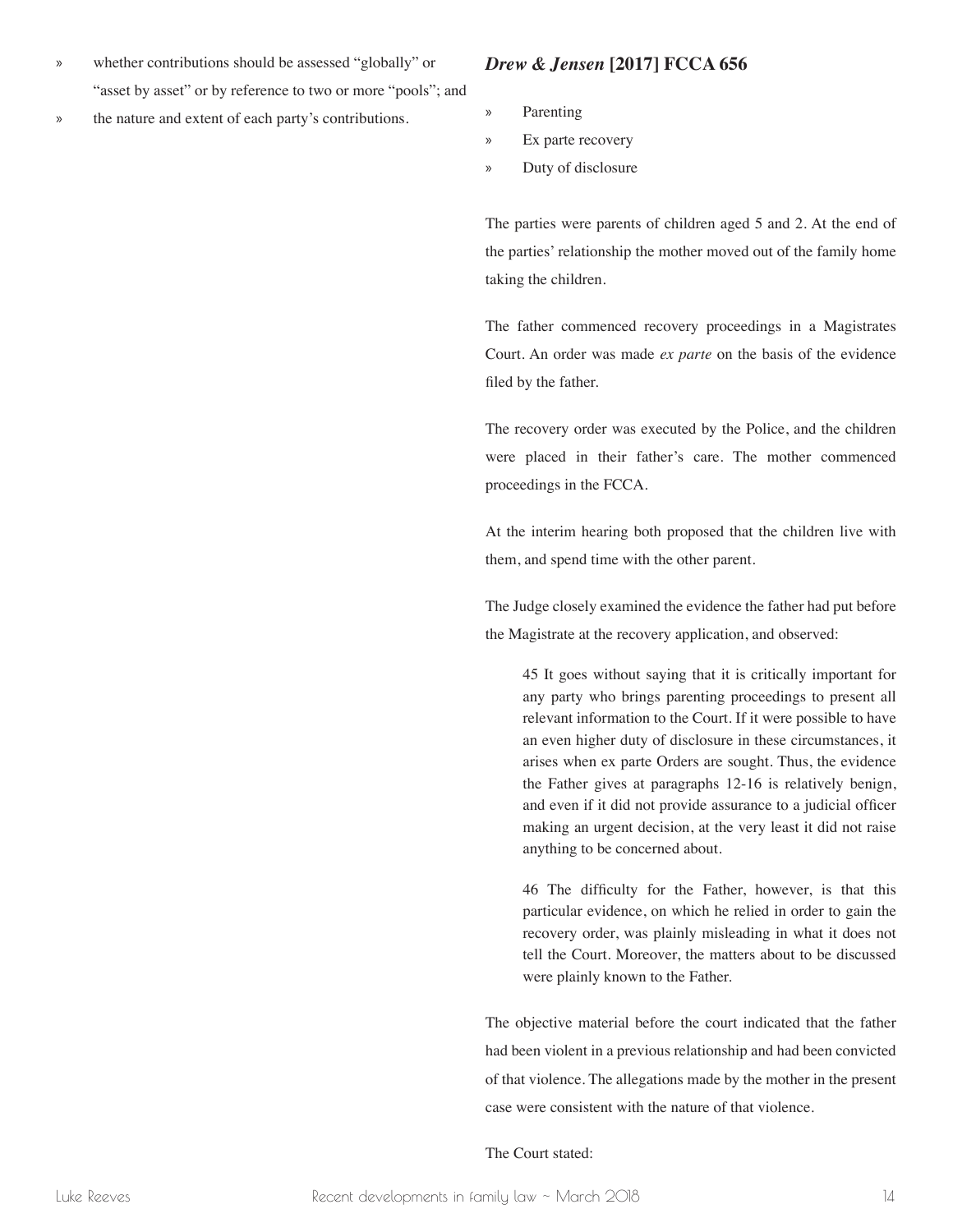- whether contributions should be assessed "globally" or "asset by asset" or by reference to two or more "pools"; and
- the nature and extent of each party's contributions.

### *Drew & Jensen* [2017] FCCA 656

- Parenting
- Ex parte recovery
- Duty of disclosure

The parties were parents of children aged 5 and 2. At the end of the parties' relationship the mother moved out of the family home taking the children.

The father commenced recovery proceedings in a Magistrates Court. An order was made *ex parte* on the basis of the evidence filed by the father.

The recovery order was executed by the Police, and the children were placed in their father's care. The mother commenced proceedings in the FCCA.

At the interim hearing both proposed that the children live with them, and spend time with the other parent.

The Judge closely examined the evidence the father had put before the Magistrate at the recovery application, and observed:

> 45 It goes without saying that it is critically important for any party who brings parenting proceedings to present all relevant information to the Court. If it were possible to have an even higher duty of disclosure in these circumstances, it arises when ex parte Orders are sought. Thus, the evidence the Father gives at paragraphs 12-16 is relatively benign, and even if it did not provide assurance to a judicial officer making an urgent decision, at the very least it did not raise anything to be concerned about.
>
> 46 The difficulty for the Father, however, is that this particular evidence, on which he relied in order to gain the recovery order, was plainly misleading in what it does not tell the Court. Moreover, the matters about to be discussed were plainly known to the Father.

The objective material before the court indicated that the father had been violent in a previous relationship and had been convicted of that violence. The allegations made by the mother in the present case were consistent with the nature of that violence.

The Court stated: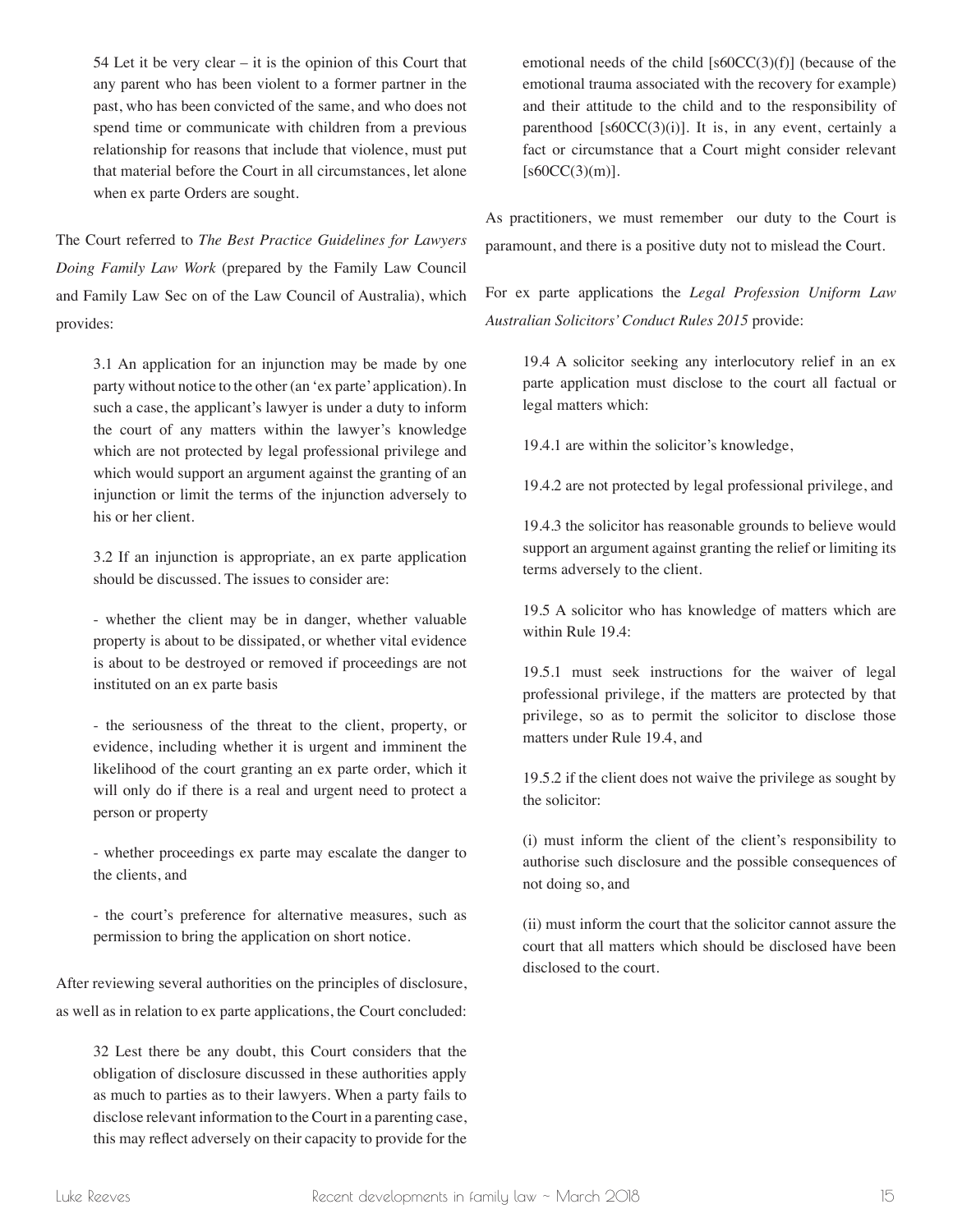> 54 Let it be very clear – it is the opinion of this Court that any parent who has been violent to a former partner in the past, who has been convicted of the same, and who does not spend time or communicate with children from a previous relationship for reasons that include that violence, must put that material before the Court in all circumstances, let alone when ex parte Orders are sought.

The Court referred to *The Best Practice Guidelines for Lawyers Doing Family Law Work* (prepared by the Family Law Council and Family Law Sec on of the Law Council of Australia), which provides:

> 3.1 An application for an injunction may be made by one party without notice to the other (an 'ex parte' application). In such a case, the applicant's lawyer is under a duty to inform the court of any matters within the lawyer's knowledge which are not protected by legal professional privilege and which would support an argument against the granting of an injunction or limit the terms of the injunction adversely to his or her client.
>
> 3.2 If an injunction is appropriate, an ex parte application should be discussed. The issues to consider are:
>
> - whether the client may be in danger, whether valuable property is about to be dissipated, or whether vital evidence is about to be destroyed or removed if proceedings are not instituted on an ex parte basis
>
> - the seriousness of the threat to the client, property, or evidence, including whether it is urgent and imminent the likelihood of the court granting an ex parte order, which it will only do if there is a real and urgent need to protect a person or property
>
> - whether proceedings ex parte may escalate the danger to the clients, and
>
> - the court's preference for alternative measures, such as permission to bring the application on short notice.

After reviewing several authorities on the principles of disclosure, as well as in relation to ex parte applications, the Court concluded:

> 32 Lest there be any doubt, this Court considers that the obligation of disclosure discussed in these authorities apply as much to parties as to their lawyers. When a party fails to disclose relevant information to the Court in a parenting case, this may reflect adversely on their capacity to provide for the emotional needs of the child [s60CC(3)(f)] (because of the emotional trauma associated with the recovery for example) and their attitude to the child and to the responsibility of parenthood [s60CC(3)(i)]. It is, in any event, certainly a fact or circumstance that a Court might consider relevant [s60CC(3)(m)].

As practitioners, we must remember our duty to the Court is paramount, and there is a positive duty not to mislead the Court.

For ex parte applications the *Legal Profession Uniform Law Australian Solicitors' Conduct Rules 2015* provide:

> 19.4 A solicitor seeking any interlocutory relief in an ex parte application must disclose to the court all factual or legal matters which:
>
> 19.4.1 are within the solicitor's knowledge,
>
> 19.4.2 are not protected by legal professional privilege, and
>
> 19.4.3 the solicitor has reasonable grounds to believe would support an argument against granting the relief or limiting its terms adversely to the client.
>
> 19.5 A solicitor who has knowledge of matters which are within Rule 19.4:
>
> 19.5.1 must seek instructions for the waiver of legal professional privilege, if the matters are protected by that privilege, so as to permit the solicitor to disclose those matters under Rule 19.4, and
>
> 19.5.2 if the client does not waive the privilege as sought by the solicitor:
>
> (i) must inform the client of the client's responsibility to authorise such disclosure and the possible consequences of not doing so, and
>
> (ii) must inform the court that the solicitor cannot assure the court that all matters which should be disclosed have been disclosed to the court.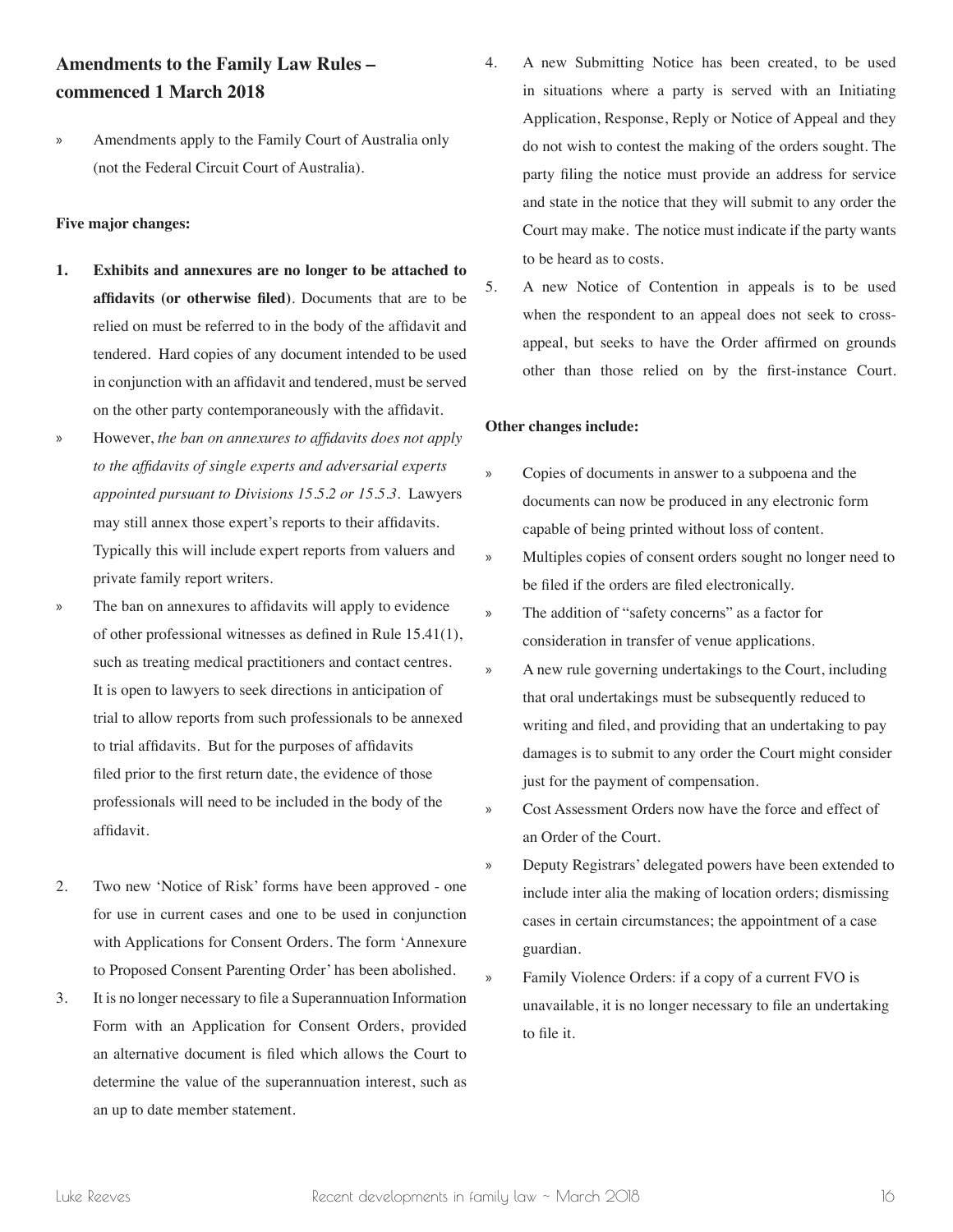## Amendments to the Family Law Rules – commenced 1 March 2018

» Amendments apply to the Family Court of Australia only (not the Federal Circuit Court of Australia).

**Five major changes:**

1. **Exhibits and annexures are no longer to be attached to affidavits (or otherwise filed)**. Documents that are to be relied on must be referred to in the body of the affidavit and tendered. Hard copies of any document intended to be used in conjunction with an affidavit and tendered, must be served on the other party contemporaneously with the affidavit.

» However, *the ban on annexures to affidavits does not apply to the affidavits of single experts and adversarial experts appointed pursuant to Divisions 15.5.2 or 15.5.3*. Lawyers may still annex those expert's reports to their affidavits. Typically this will include expert reports from valuers and private family report writers.

» The ban on annexures to affidavits will apply to evidence of other professional witnesses as defined in Rule 15.41(1), such as treating medical practitioners and contact centres. It is open to lawyers to seek directions in anticipation of trial to allow reports from such professionals to be annexed to trial affidavits. But for the purposes of affidavits filed prior to the first return date, the evidence of those professionals will need to be included in the body of the affidavit.

2. Two new 'Notice of Risk' forms have been approved - one for use in current cases and one to be used in conjunction with Applications for Consent Orders. The form 'Annexure to Proposed Consent Parenting Order' has been abolished.

3. It is no longer necessary to file a Superannuation Information Form with an Application for Consent Orders, provided an alternative document is filed which allows the Court to determine the value of the superannuation interest, such as an up to date member statement.

4. A new Submitting Notice has been created, to be used in situations where a party is served with an Initiating Application, Response, Reply or Notice of Appeal and they do not wish to contest the making of the orders sought. The party filing the notice must provide an address for service and state in the notice that they will submit to any order the Court may make. The notice must indicate if the party wants to be heard as to costs.

5. A new Notice of Contention in appeals is to be used when the respondent to an appeal does not seek to cross-appeal, but seeks to have the Order affirmed on grounds other than those relied on by the first-instance Court.

**Other changes include:**

» Copies of documents in answer to a subpoena and the documents can now be produced in any electronic form capable of being printed without loss of content.

» Multiples copies of consent orders sought no longer need to be filed if the orders are filed electronically.

» The addition of "safety concerns" as a factor for consideration in transfer of venue applications.

» A new rule governing undertakings to the Court, including that oral undertakings must be subsequently reduced to writing and filed, and providing that an undertaking to pay damages is to submit to any order the Court might consider just for the payment of compensation.

» Cost Assessment Orders now have the force and effect of an Order of the Court.

» Deputy Registrars' delegated powers have been extended to include inter alia the making of location orders; dismissing cases in certain circumstances; the appointment of a case guardian.

» Family Violence Orders: if a copy of a current FVO is unavailable, it is no longer necessary to file an undertaking to file it.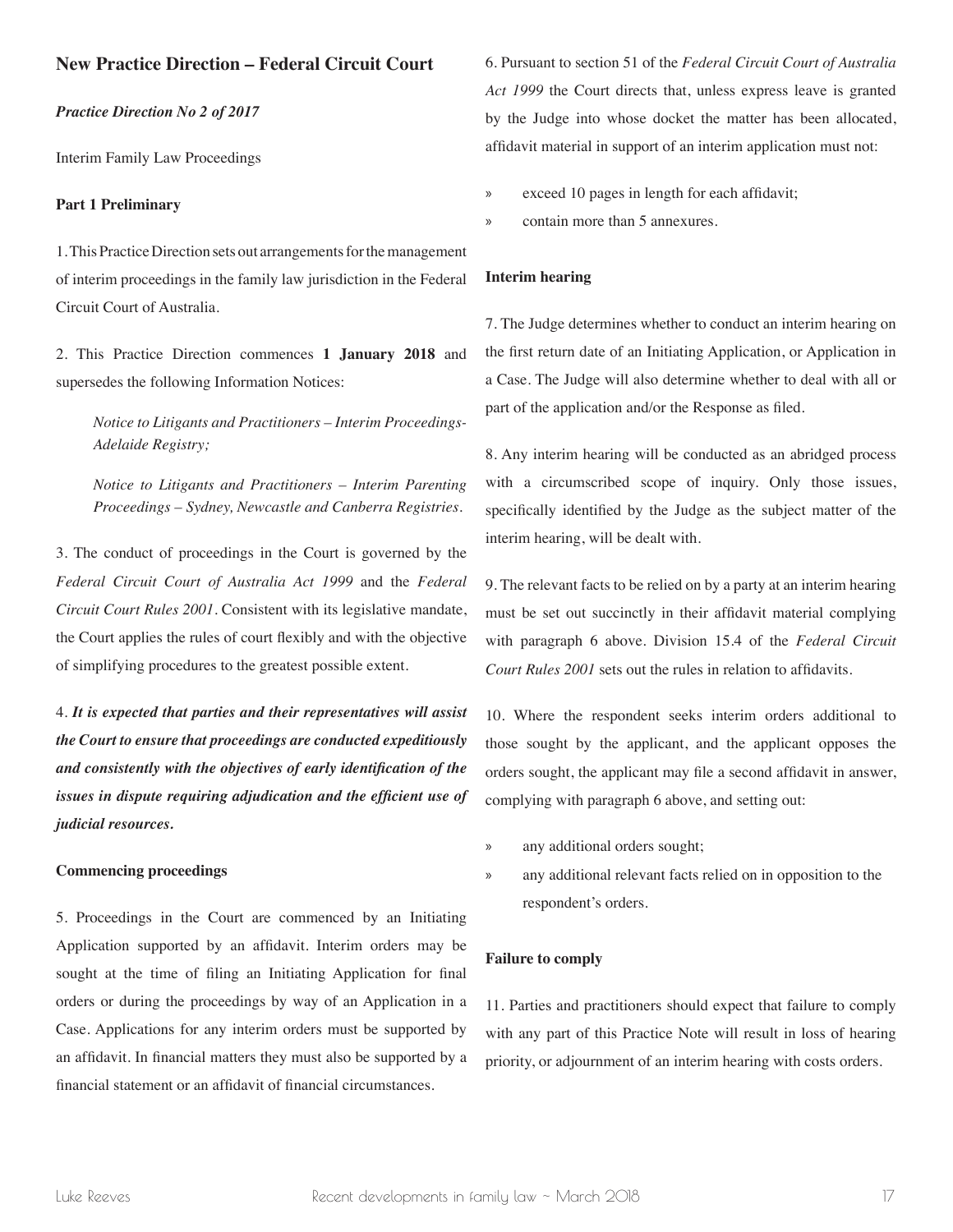## New Practice Direction – Federal Circuit Court

***Practice Direction No 2 of 2017***

Interim Family Law Proceedings

**Part 1 Preliminary**

1. This Practice Direction sets out arrangements for the management of interim proceedings in the family law jurisdiction in the Federal Circuit Court of Australia.

2. This Practice Direction commences **1 January 2018** and supersedes the following Information Notices:

> *Notice to Litigants and Practitioners – Interim Proceedings-Adelaide Registry;*
>
> *Notice to Litigants and Practitioners – Interim Parenting Proceedings – Sydney, Newcastle and Canberra Registries.*

3. The conduct of proceedings in the Court is governed by the *Federal Circuit Court of Australia Act 1999* and the *Federal Circuit Court Rules 2001*. Consistent with its legislative mandate, the Court applies the rules of court flexibly and with the objective of simplifying procedures to the greatest possible extent.

4. ***It is expected that parties and their representatives will assist the Court to ensure that proceedings are conducted expeditiously and consistently with the objectives of early identification of the issues in dispute requiring adjudication and the efficient use of judicial resources.***

**Commencing proceedings**

5. Proceedings in the Court are commenced by an Initiating Application supported by an affidavit. Interim orders may be sought at the time of filing an Initiating Application for final orders or during the proceedings by way of an Application in a Case. Applications for any interim orders must be supported by an affidavit. In financial matters they must also be supported by a financial statement or an affidavit of financial circumstances.

6. Pursuant to section 51 of the *Federal Circuit Court of Australia Act 1999* the Court directs that, unless express leave is granted by the Judge into whose docket the matter has been allocated, affidavit material in support of an interim application must not:

» exceed 10 pages in length for each affidavit;

» contain more than 5 annexures.

**Interim hearing**

7. The Judge determines whether to conduct an interim hearing on the first return date of an Initiating Application, or Application in a Case. The Judge will also determine whether to deal with all or part of the application and/or the Response as filed.

8. Any interim hearing will be conducted as an abridged process with a circumscribed scope of inquiry. Only those issues, specifically identified by the Judge as the subject matter of the interim hearing, will be dealt with.

9. The relevant facts to be relied on by a party at an interim hearing must be set out succinctly in their affidavit material complying with paragraph 6 above. Division 15.4 of the *Federal Circuit Court Rules 2001* sets out the rules in relation to affidavits.

10. Where the respondent seeks interim orders additional to those sought by the applicant, and the applicant opposes the orders sought, the applicant may file a second affidavit in answer, complying with paragraph 6 above, and setting out:

» any additional orders sought;

» any additional relevant facts relied on in opposition to the respondent's orders.

**Failure to comply**

11. Parties and practitioners should expect that failure to comply with any part of this Practice Note will result in loss of hearing priority, or adjournment of an interim hearing with costs orders.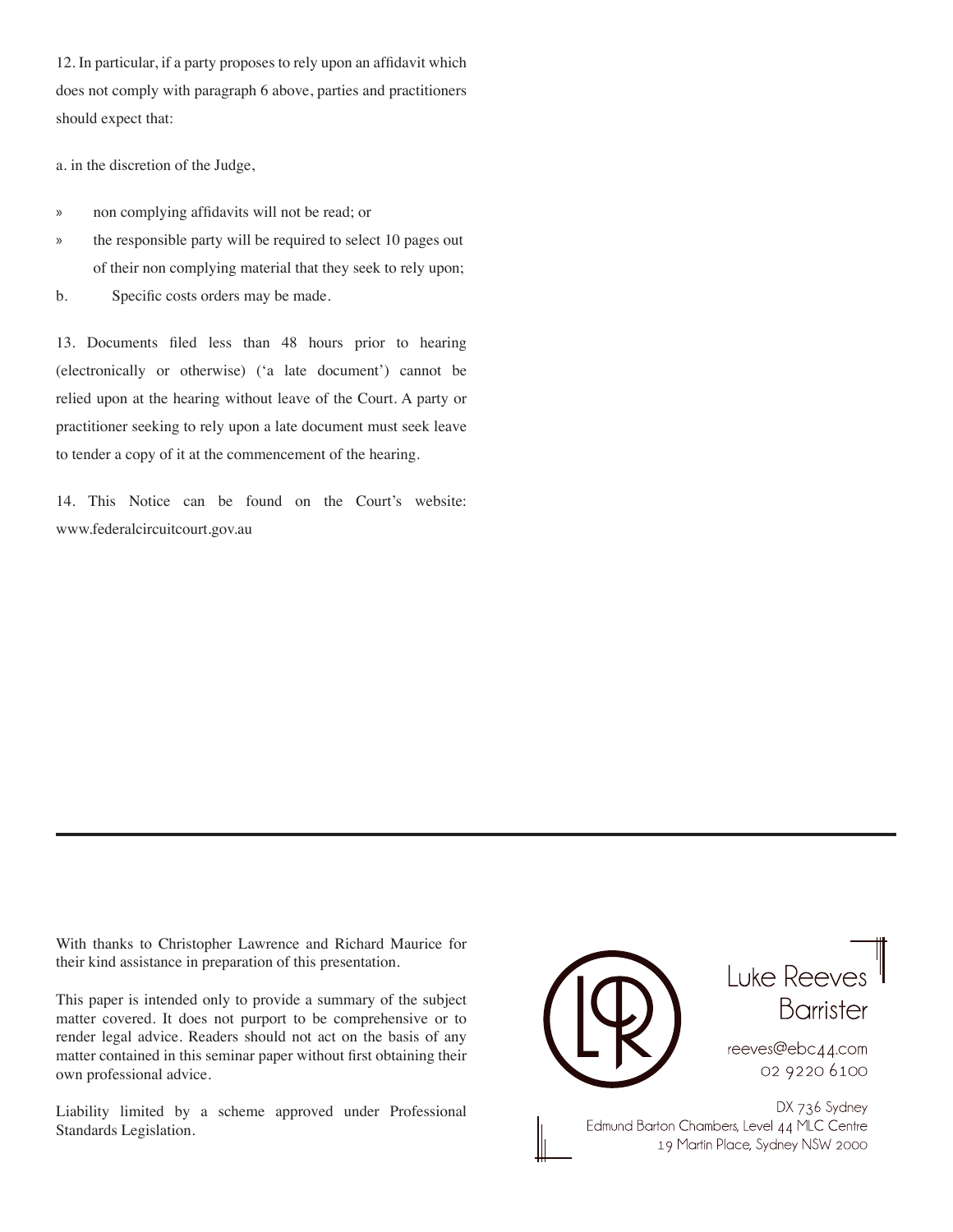12. In particular, if a party proposes to rely upon an affidavit which does not comply with paragraph 6 above, parties and practitioners should expect that:

a. in the discretion of the Judge,

- » non complying affidavits will not be read; or
- » the responsible party will be required to select 10 pages out of their non complying material that they seek to rely upon;

b. Specific costs orders may be made.

13. Documents filed less than 48 hours prior to hearing (electronically or otherwise) ('a late document') cannot be relied upon at the hearing without leave of the Court. A party or practitioner seeking to rely upon a late document must seek leave to tender a copy of it at the commencement of the hearing.

14. This Notice can be found on the Court's website: www.federalcircuitcourt.gov.au

---

With thanks to Christopher Lawrence and Richard Maurice for their kind assistance in preparation of this presentation.

This paper is intended only to provide a summary of the subject matter covered. It does not purport to be comprehensive or to render legal advice. Readers should not act on the basis of any matter contained in this seminar paper without first obtaining their own professional advice.

Liability limited by a scheme approved under Professional Standards Legislation.

Luke Reeves
Barrister

reeves@ebc44.com
02 9220 6100

DX 736 Sydney
Edmund Barton Chambers, Level 44 MLC Centre
19 Martin Place, Sydney NSW 2000